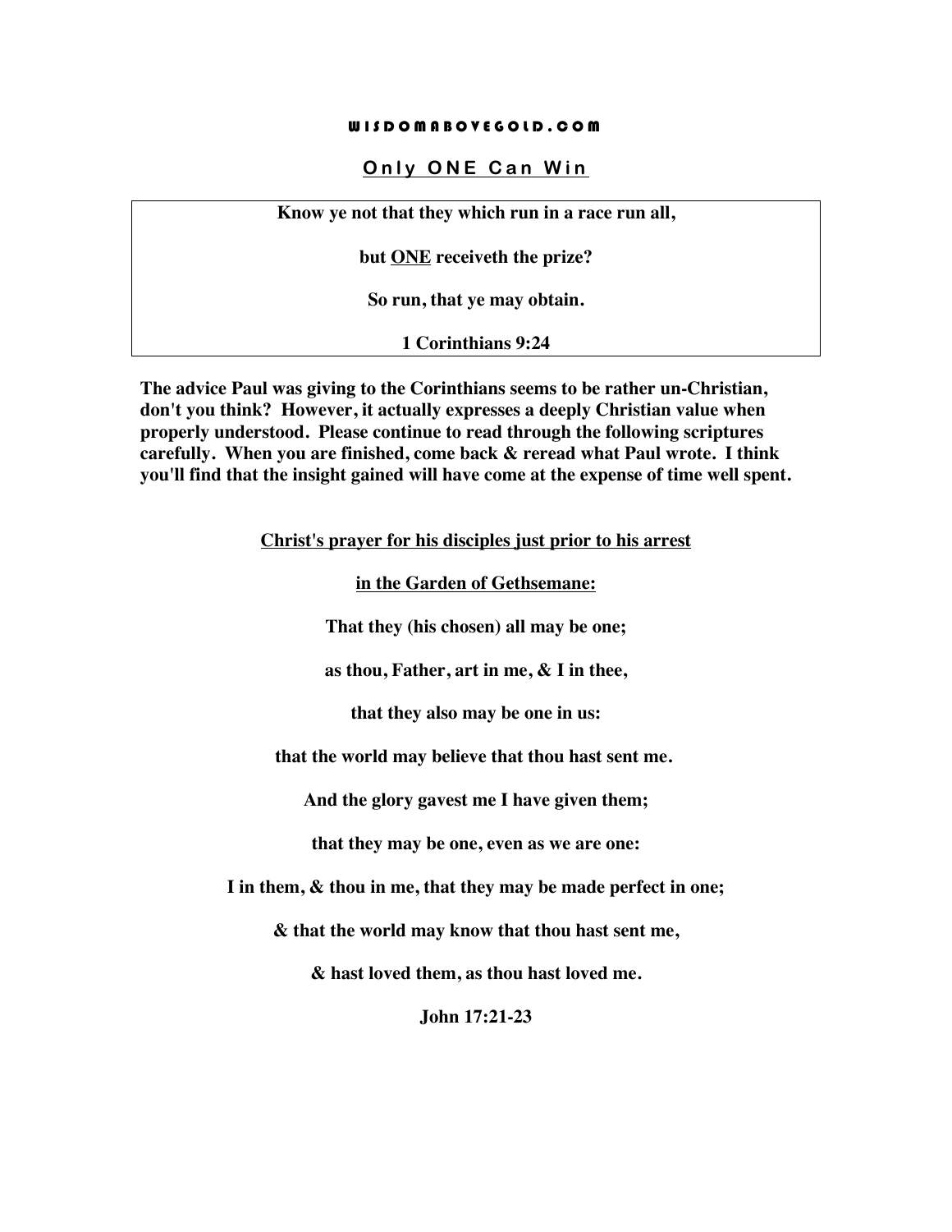**WISDOMABOVEGOLD.COM**

## Only ONE Can Win

**Know ye not that they which run in a race run all,**

**but ONE receiveth the prize?**

**So run, that ye may obtain.**

**1 Corinthians 9:24**

**The advice Paul was giving to the Corinthians seems to be rather un-Christian, don't you think? However, it actually expresses a deeply Christian value when properly understood. Please continue to read through the following scriptures carefully. When you are finished, come back & reread what Paul wrote. I think you'll find that the insight gained will have come at the expense of time well spent.**

**Christ's prayer for his disciples just prior to his arrest**

**in the Garden of Gethsemane:**

**That they (his chosen) all may be one;**

**as thou, Father, art in me, & I in thee,**

**that they also may be one in us:**

**that the world may believe that thou hast sent me.**

**And the glory gavest me I have given them;**

**that they may be one, even as we are one:**

**I in them, & thou in me, that they may be made perfect in one;**

**& that the world may know that thou hast sent me,**

**& hast loved them, as thou hast loved me.**

**John 17:21-23**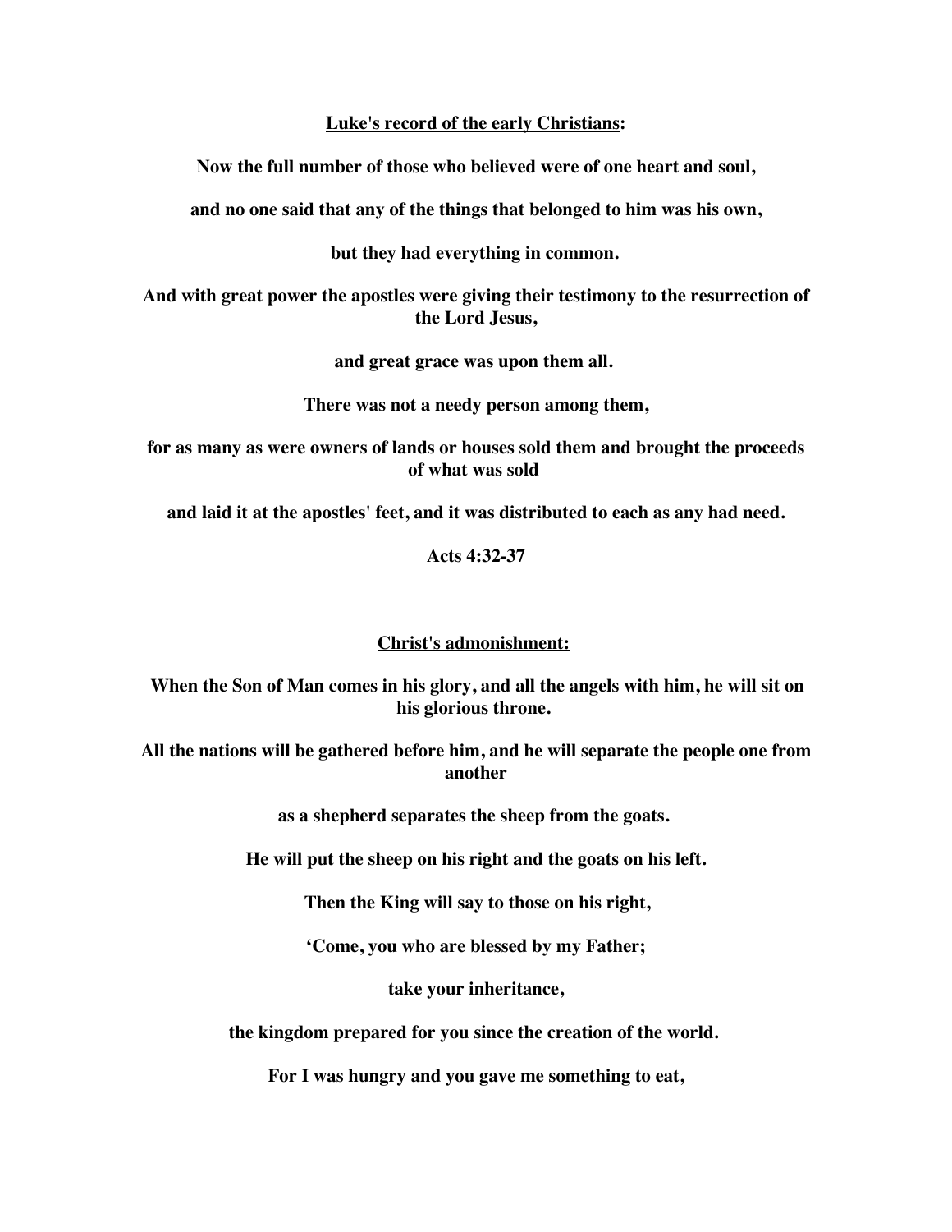**<u>Luke's record of the early Christians</u>:**

**Now the full number of those who believed were of one heart and soul,**

**and no one said that any of the things that belonged to him was his own,**

**but they had everything in common.**

**And with great power the apostles were giving their testimony to the resurrection of the Lord Jesus,**

**and great grace was upon them all.**

**There was not a needy person among them,**

**for as many as were owners of lands or houses sold them and brought the proceeds of what was sold**

**and laid it at the apostles' feet, and it was distributed to each as any had need.**

**Acts 4:32-37**

**<u>Christ's admonishment:</u>**

**When the Son of Man comes in his glory, and all the angels with him, he will sit on his glorious throne.**

**All the nations will be gathered before him, and he will separate the people one from another**

**as a shepherd separates the sheep from the goats.**

**He will put the sheep on his right and the goats on his left.**

**Then the King will say to those on his right,**

**'Come, you who are blessed by my Father;**

**take your inheritance,**

**the kingdom prepared for you since the creation of the world.**

**For I was hungry and you gave me something to eat,**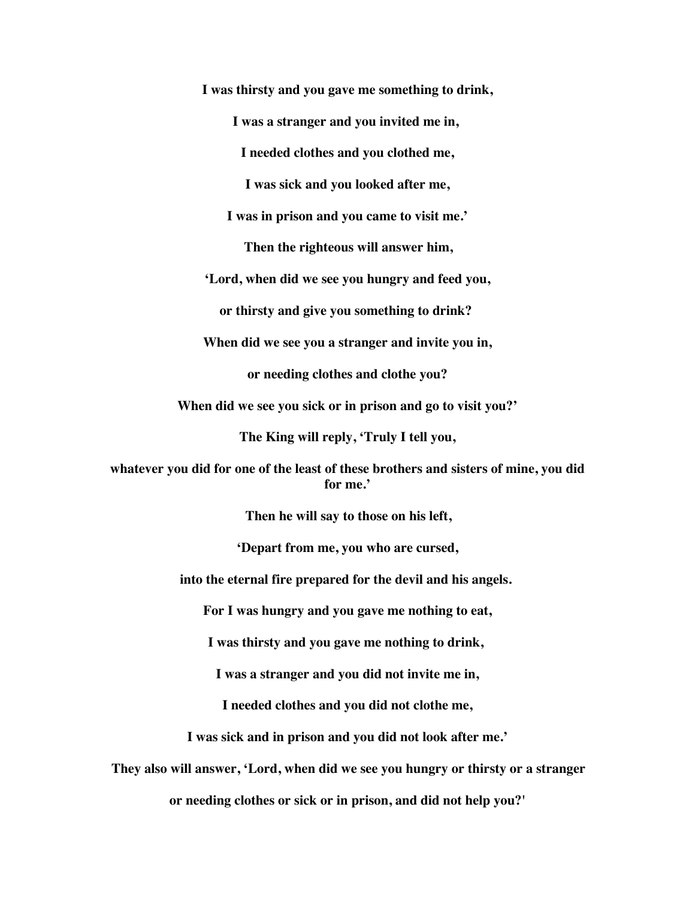**I was thirsty and you gave me something to drink,**

**I was a stranger and you invited me in,**

**I needed clothes and you clothed me,**

**I was sick and you looked after me,**

**I was in prison and you came to visit me.’**

**Then the righteous will answer him,**

**‘Lord, when did we see you hungry and feed you,**

**or thirsty and give you something to drink?**

**When did we see you a stranger and invite you in,**

**or needing clothes and clothe you?**

**When did we see you sick or in prison and go to visit you?’**

**The King will reply, ‘Truly I tell you,**

**whatever you did for one of the least of these brothers and sisters of mine, you did for me.’**

**Then he will say to those on his left,**

**‘Depart from me, you who are cursed,**

**into the eternal fire prepared for the devil and his angels.**

**For I was hungry and you gave me nothing to eat,**

**I was thirsty and you gave me nothing to drink,**

**I was a stranger and you did not invite me in,**

**I needed clothes and you did not clothe me,**

**I was sick and in prison and you did not look after me.’**

**They also will answer, ‘Lord, when did we see you hungry or thirsty or a stranger**

**or needing clothes or sick or in prison, and did not help you?'**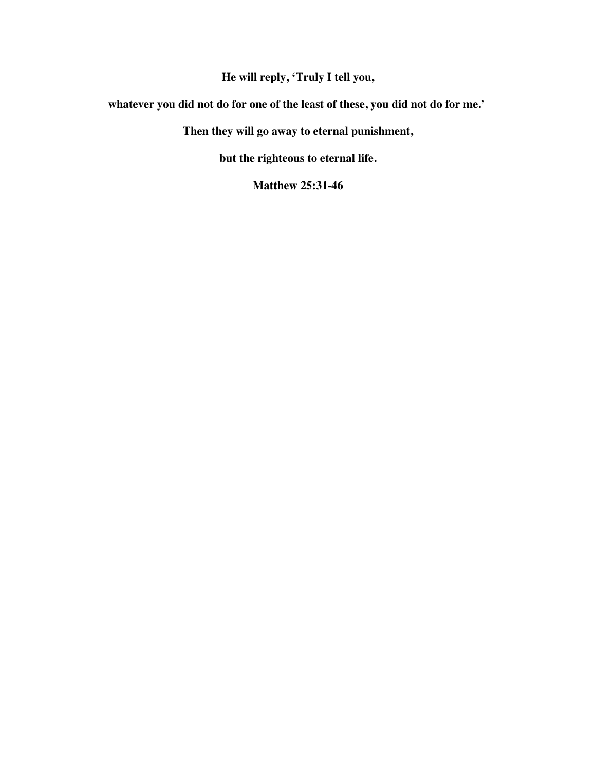**He will reply, 'Truly I tell you,**

**whatever you did not do for one of the least of these, you did not do for me.'**

**Then they will go away to eternal punishment,**

**but the righteous to eternal life.**

**Matthew 25:31-46**